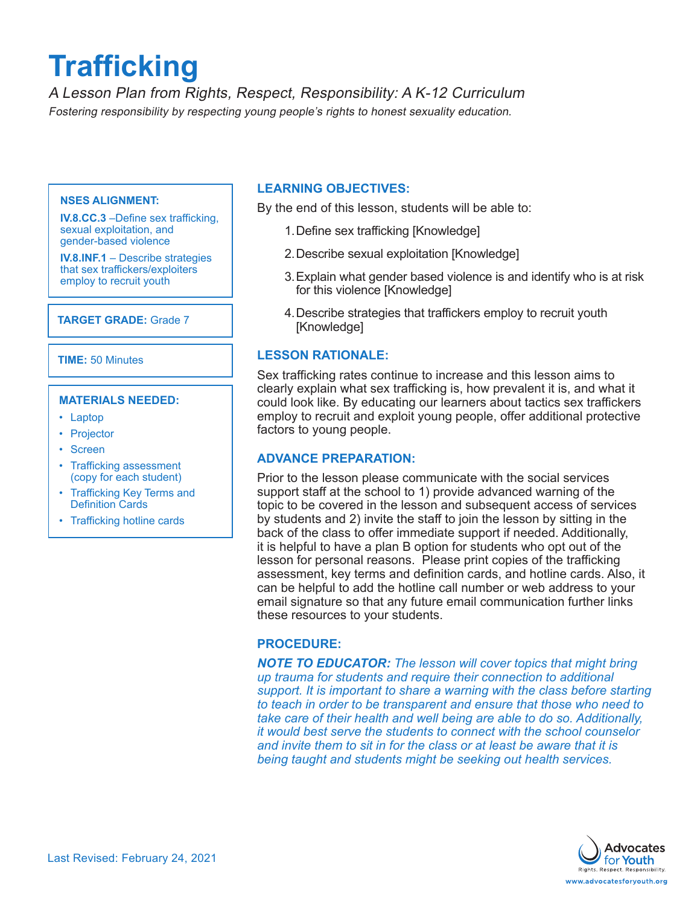# Trafficking

*A Lesson Plan from Rights, Respect, Responsibility: A K-12 Curriculum*

*Fostering responsibility by respecting young people's rights to honest sexuality education.*

**NSES ALIGNMENT:**

**IV.8.CC.3** –Define sex trafficking, sexual exploitation, and gender-based violence

**IV.8.INF.1** – Describe strategies that sex traffickers/exploiters employ to recruit youth

**TARGET GRADE:** Grade 7

**TIME:** 50 Minutes

**MATERIALS NEEDED:**

- Laptop
- Projector
- Screen
- Trafficking assessment (copy for each student)
- Trafficking Key Terms and Definition Cards
- Trafficking hotline cards

## LEARNING OBJECTIVES:

By the end of this lesson, students will be able to:

1. Define sex trafficking [Knowledge]
2. Describe sexual exploitation [Knowledge]
3. Explain what gender based violence is and identify who is at risk for this violence [Knowledge]
4. Describe strategies that traffickers employ to recruit youth [Knowledge]

## LESSON RATIONALE:

Sex trafficking rates continue to increase and this lesson aims to clearly explain what sex trafficking is, how prevalent it is, and what it could look like. By educating our learners about tactics sex traffickers employ to recruit and exploit young people, offer additional protective factors to young people.

## ADVANCE PREPARATION:

Prior to the lesson please communicate with the social services support staff at the school to 1) provide advanced warning of the topic to be covered in the lesson and subsequent access of services by students and 2) invite the staff to join the lesson by sitting in the back of the class to offer immediate support if needed. Additionally, it is helpful to have a plan B option for students who opt out of the lesson for personal reasons. Please print copies of the trafficking assessment, key terms and definition cards, and hotline cards. Also, it can be helpful to add the hotline call number or web address to your email signature so that any future email communication further links these resources to your students.

## PROCEDURE:

***NOTE TO EDUCATOR:*** *The lesson will cover topics that might bring up trauma for students and require their connection to additional support. It is important to share a warning with the class before starting to teach in order to be transparent and ensure that those who need to take care of their health and well being are able to do so. Additionally, it would best serve the students to connect with the school counselor and invite them to sit in for the class or at least be aware that it is being taught and students might be seeking out health services.*

Last Revised: February 24, 2021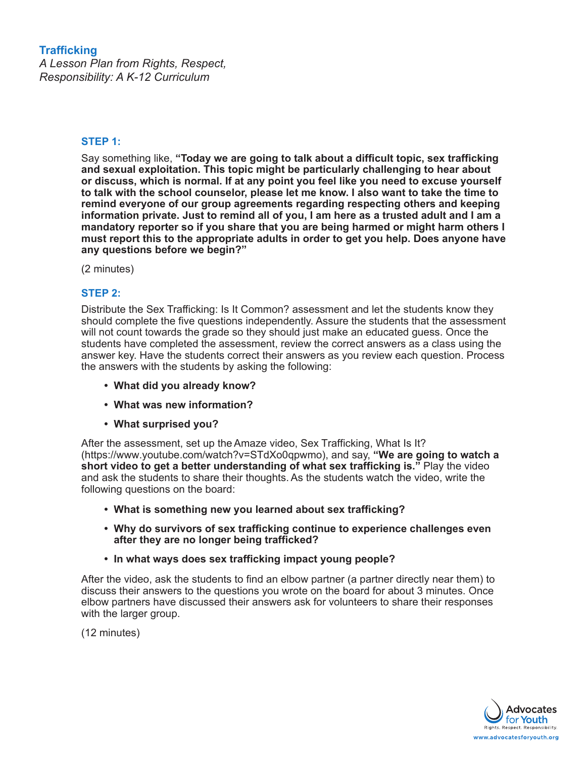### STEP 1:

Say something like, **"Today we are going to talk about a difficult topic, sex trafficking and sexual exploitation. This topic might be particularly challenging to hear about or discuss, which is normal. If at any point you feel like you need to excuse yourself to talk with the school counselor, please let me know. I also want to take the time to remind everyone of our group agreements regarding respecting others and keeping information private. Just to remind all of you, I am here as a trusted adult and I am a mandatory reporter so if you share that you are being harmed or might harm others I must report this to the appropriate adults in order to get you help. Does anyone have any questions before we begin?"**

(2 minutes)

### STEP 2:

Distribute the Sex Trafficking: Is It Common? assessment and let the students know they should complete the five questions independently. Assure the students that the assessment will not count towards the grade so they should just make an educated guess. Once the students have completed the assessment, review the correct answers as a class using the answer key. Have the students correct their answers as you review each question. Process the answers with the students by asking the following:

- **What did you already know?**
- **What was new information?**
- **What surprised you?**

After the assessment, set up the Amaze video, Sex Trafficking, What Is It? (https://www.youtube.com/watch?v=STdXo0qpwmo), and say, **"We are going to watch a short video to get a better understanding of what sex trafficking is."** Play the video and ask the students to share their thoughts. As the students watch the video, write the following questions on the board:

- **What is something new you learned about sex trafficking?**
- **Why do survivors of sex trafficking continue to experience challenges even after they are no longer being trafficked?**
- **In what ways does sex trafficking impact young people?**

After the video, ask the students to find an elbow partner (a partner directly near them) to discuss their answers to the questions you wrote on the board for about 3 minutes. Once elbow partners have discussed their answers ask for volunteers to share their responses with the larger group.

(12 minutes)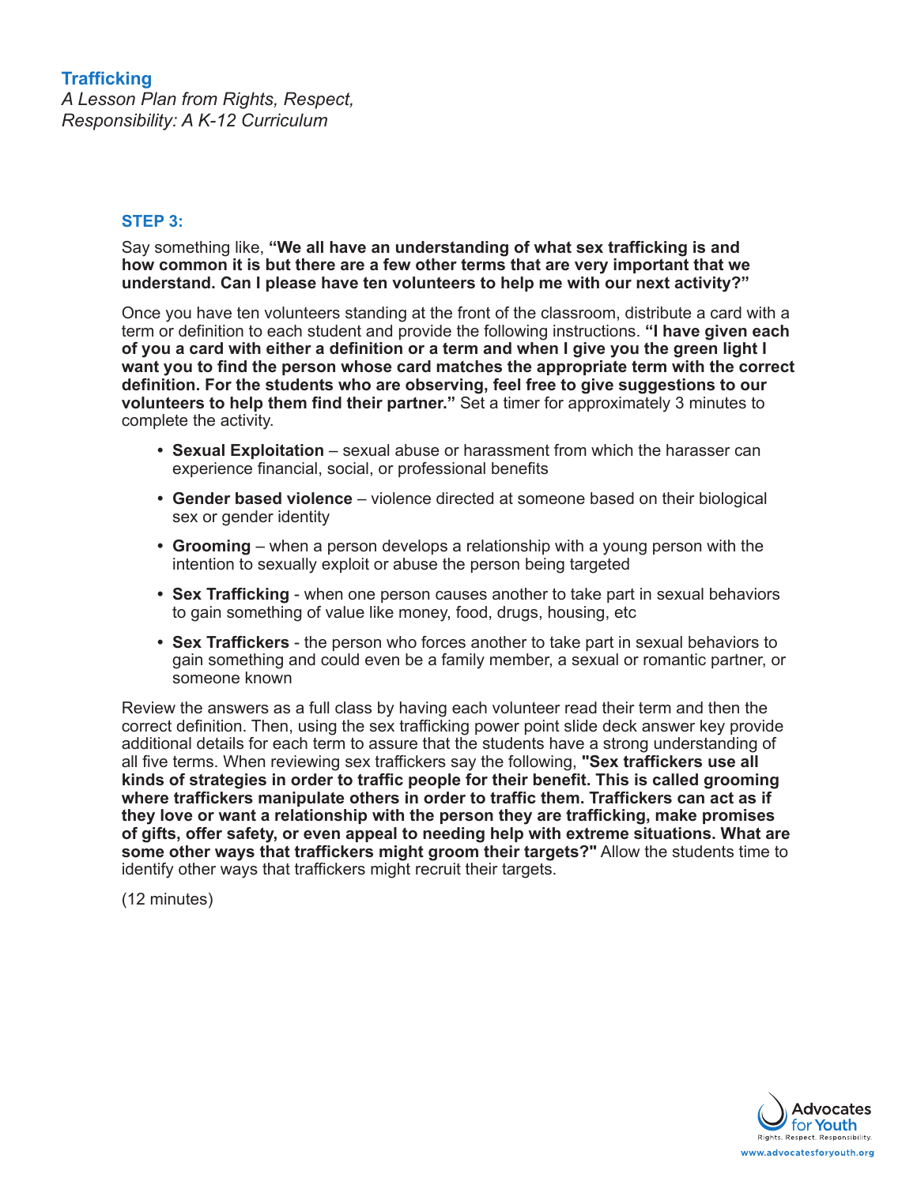### STEP 3:

Say something like, **"We all have an understanding of what sex trafficking is and how common it is but there are a few other terms that are very important that we understand. Can I please have ten volunteers to help me with our next activity?"**

Once you have ten volunteers standing at the front of the classroom, distribute a card with a term or definition to each student and provide the following instructions. **"I have given each of you a card with either a definition or a term and when I give you the green light I want you to find the person whose card matches the appropriate term with the correct definition. For the students who are observing, feel free to give suggestions to our volunteers to help them find their partner."** Set a timer for approximately 3 minutes to complete the activity.

- **Sexual Exploitation** – sexual abuse or harassment from which the harasser can experience financial, social, or professional benefits
- **Gender based violence** – violence directed at someone based on their biological sex or gender identity
- **Grooming** – when a person develops a relationship with a young person with the intention to sexually exploit or abuse the person being targeted
- **Sex Trafficking** - when one person causes another to take part in sexual behaviors to gain something of value like money, food, drugs, housing, etc
- **Sex Traffickers** - the person who forces another to take part in sexual behaviors to gain something and could even be a family member, a sexual or romantic partner, or someone known

Review the answers as a full class by having each volunteer read their term and then the correct definition. Then, using the sex trafficking power point slide deck answer key provide additional details for each term to assure that the students have a strong understanding of all five terms. When reviewing sex traffickers say the following, **"Sex traffickers use all kinds of strategies in order to traffic people for their benefit. This is called grooming where traffickers manipulate others in order to traffic them. Traffickers can act as if they love or want a relationship with the person they are trafficking, make promises of gifts, offer safety, or even appeal to needing help with extreme situations. What are some other ways that traffickers might groom their targets?"** Allow the students time to identify other ways that traffickers might recruit their targets.

(12 minutes)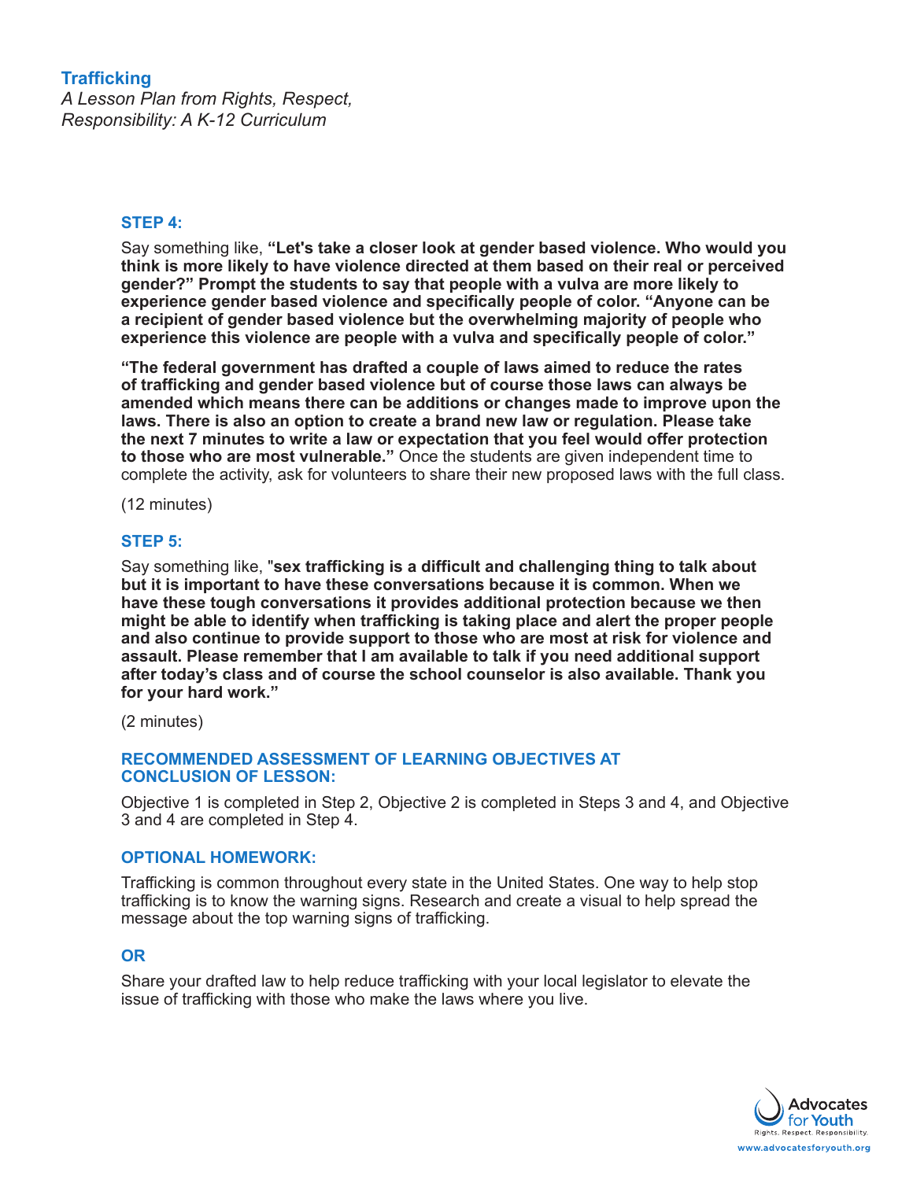### STEP 4:

Say something like, **"Let's take a closer look at gender based violence. Who would you think is more likely to have violence directed at them based on their real or perceived gender?" Prompt the students to say that people with a vulva are more likely to experience gender based violence and specifically people of color. "Anyone can be a recipient of gender based violence but the overwhelming majority of people who experience this violence are people with a vulva and specifically people of color."**

**"The federal government has drafted a couple of laws aimed to reduce the rates of trafficking and gender based violence but of course those laws can always be amended which means there can be additions or changes made to improve upon the laws. There is also an option to create a brand new law or regulation. Please take the next 7 minutes to write a law or expectation that you feel would offer protection to those who are most vulnerable."** Once the students are given independent time to complete the activity, ask for volunteers to share their new proposed laws with the full class.

(12 minutes)

### STEP 5:

Say something like, "**sex trafficking is a difficult and challenging thing to talk about but it is important to have these conversations because it is common. When we have these tough conversations it provides additional protection because we then might be able to identify when trafficking is taking place and alert the proper people and also continue to provide support to those who are most at risk for violence and assault. Please remember that I am available to talk if you need additional support after today's class and of course the school counselor is also available. Thank you for your hard work."**

(2 minutes)

### RECOMMENDED ASSESSMENT OF LEARNING OBJECTIVES AT CONCLUSION OF LESSON:

Objective 1 is completed in Step 2, Objective 2 is completed in Steps 3 and 4, and Objective 3 and 4 are completed in Step 4.

### OPTIONAL HOMEWORK:

Trafficking is common throughout every state in the United States. One way to help stop trafficking is to know the warning signs. Research and create a visual to help spread the message about the top warning signs of trafficking.

### OR

Share your drafted law to help reduce trafficking with your local legislator to elevate the issue of trafficking with those who make the laws where you live.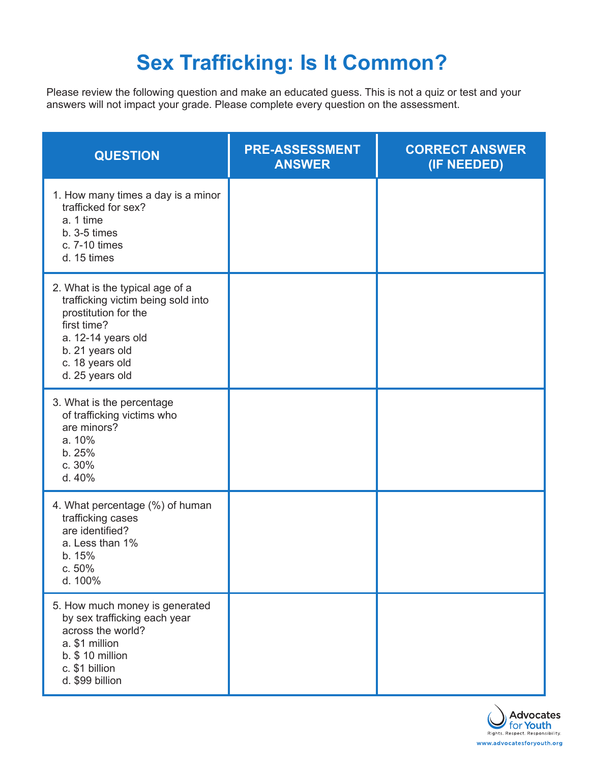# Sex Trafficking: Is It Common?

Please review the following question and make an educated guess. This is not a quiz or test and your answers will not impact your grade. Please complete every question on the assessment.

| QUESTION | PRE-ASSESSMENT ANSWER | CORRECT ANSWER (IF NEEDED) |
|---|---|---|
| 1. How many times a day is a minor trafficked for sex?<br>a. 1 time<br>b. 3-5 times<br>c. 7-10 times<br>d. 15 times | | |
| 2. What is the typical age of a trafficking victim being sold into prostitution for the first time?<br>a. 12-14 years old<br>b. 21 years old<br>c. 18 years old<br>d. 25 years old | | |
| 3. What is the percentage of trafficking victims who are minors?<br>a. 10%<br>b. 25%<br>c. 30%<br>d. 40% | | |
| 4. What percentage (%) of human trafficking cases are identified?<br>a. Less than 1%<br>b. 15%<br>c. 50%<br>d. 100% | | |
| 5. How much money is generated by sex trafficking each year across the world?<br>a. $1 million<br>b. $ 10 million<br>c. $1 billion<br>d. $99 billion | | |

Advocates for Youth
Rights. Respect. Responsibility.
www.advocatesforyouth.org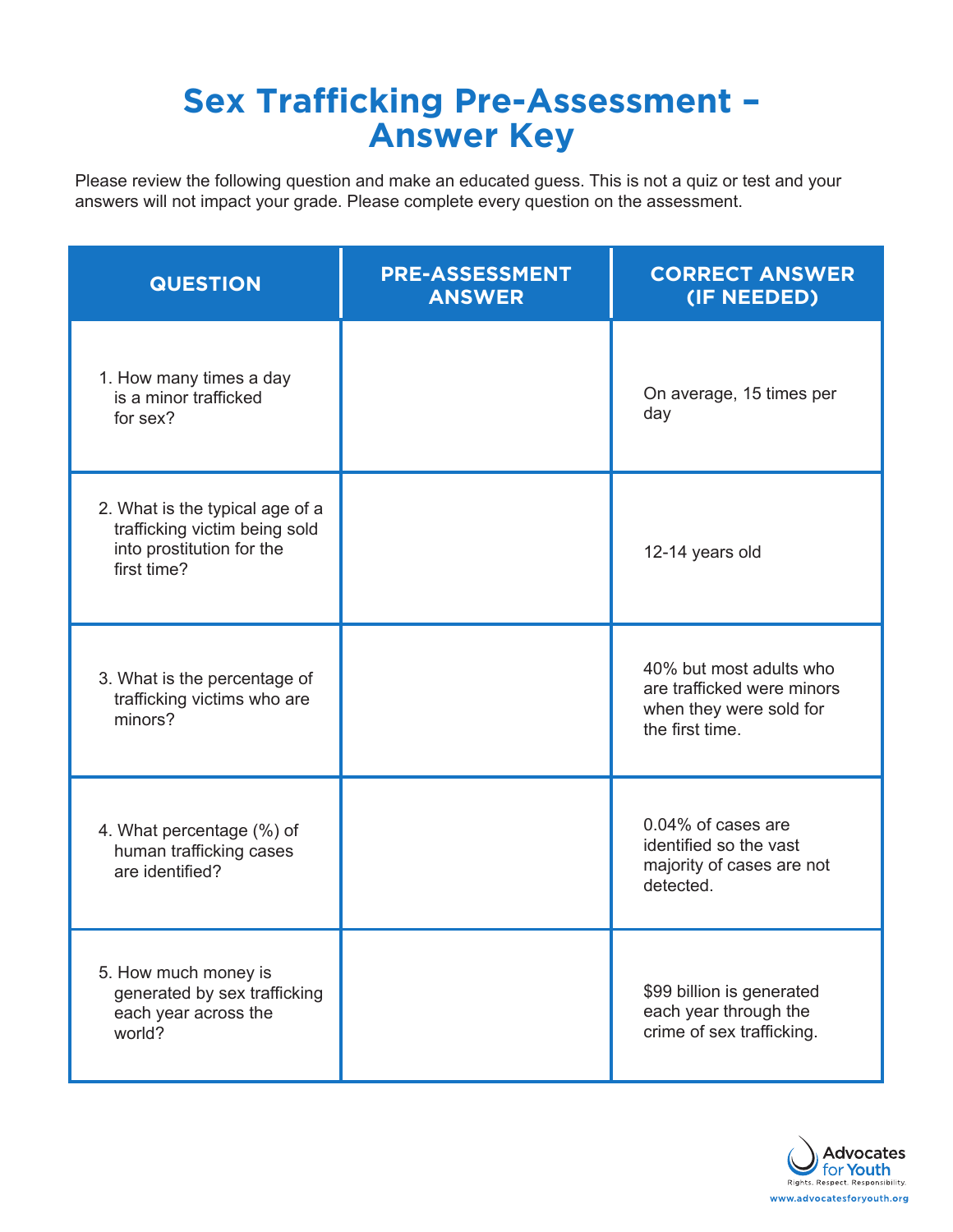# Sex Trafficking Pre-Assessment – Answer Key

Please review the following question and make an educated guess. This is not a quiz or test and your answers will not impact your grade. Please complete every question on the assessment.

| QUESTION | PRE-ASSESSMENT ANSWER | CORRECT ANSWER (IF NEEDED) |
| --- | --- | --- |
| 1. How many times a day is a minor trafficked for sex? | | On average, 15 times per day |
| 2. What is the typical age of a trafficking victim being sold into prostitution for the first time? | | 12-14 years old |
| 3. What is the percentage of trafficking victims who are minors? | | 40% but most adults who are trafficked were minors when they were sold for the first time. |
| 4. What percentage (%) of human trafficking cases are identified? | | 0.04% of cases are identified so the vast majority of cases are not detected. |
| 5. How much money is generated by sex trafficking each year across the world? | | $99 billion is generated each year through the crime of sex trafficking. |

Advocates for Youth
Rights. Respect. Responsibility.
www.advocatesforyouth.org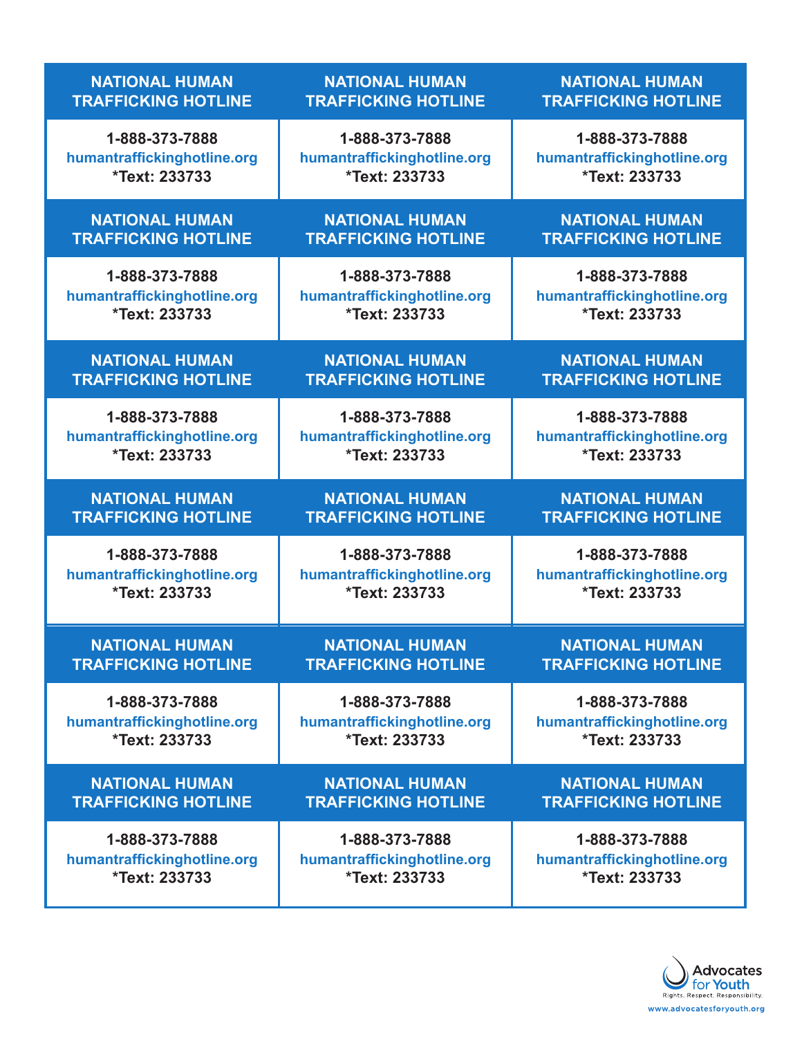| NATIONAL HUMAN TRAFFICKING HOTLINE | NATIONAL HUMAN TRAFFICKING HOTLINE | NATIONAL HUMAN TRAFFICKING HOTLINE |
|---|---|---|
| 1-888-373-7888<br>humantraffickinghotline.org<br>*Text: 233733 | 1-888-373-7888<br>humantraffickinghotline.org<br>*Text: 233733 | 1-888-373-7888<br>humantraffickinghotline.org<br>*Text: 233733 |
| **NATIONAL HUMAN TRAFFICKING HOTLINE** | **NATIONAL HUMAN TRAFFICKING HOTLINE** | **NATIONAL HUMAN TRAFFICKING HOTLINE** |
| 1-888-373-7888<br>humantraffickinghotline.org<br>*Text: 233733 | 1-888-373-7888<br>humantraffickinghotline.org<br>*Text: 233733 | 1-888-373-7888<br>humantraffickinghotline.org<br>*Text: 233733 |
| **NATIONAL HUMAN TRAFFICKING HOTLINE** | **NATIONAL HUMAN TRAFFICKING HOTLINE** | **NATIONAL HUMAN TRAFFICKING HOTLINE** |
| 1-888-373-7888<br>humantraffickinghotline.org<br>*Text: 233733 | 1-888-373-7888<br>humantraffickinghotline.org<br>*Text: 233733 | 1-888-373-7888<br>humantraffickinghotline.org<br>*Text: 233733 |
| **NATIONAL HUMAN TRAFFICKING HOTLINE** | **NATIONAL HUMAN TRAFFICKING HOTLINE** | **NATIONAL HUMAN TRAFFICKING HOTLINE** |
| 1-888-373-7888<br>humantraffickinghotline.org<br>*Text: 233733 | 1-888-373-7888<br>humantraffickinghotline.org<br>*Text: 233733 | 1-888-373-7888<br>humantraffickinghotline.org<br>*Text: 233733 |
| **NATIONAL HUMAN TRAFFICKING HOTLINE** | **NATIONAL HUMAN TRAFFICKING HOTLINE** | **NATIONAL HUMAN TRAFFICKING HOTLINE** |
| 1-888-373-7888<br>humantraffickinghotline.org<br>*Text: 233733 | 1-888-373-7888<br>humantraffickinghotline.org<br>*Text: 233733 | 1-888-373-7888<br>humantraffickinghotline.org<br>*Text: 233733 |
| **NATIONAL HUMAN TRAFFICKING HOTLINE** | **NATIONAL HUMAN TRAFFICKING HOTLINE** | **NATIONAL HUMAN TRAFFICKING HOTLINE** |
| 1-888-373-7888<br>humantraffickinghotline.org<br>*Text: 233733 | 1-888-373-7888<br>humantraffickinghotline.org<br>*Text: 233733 | 1-888-373-7888<br>humantraffickinghotline.org<br>*Text: 233733 |

Advocates for Youth
Rights. Respect. Responsibility.
www.advocatesforyouth.org